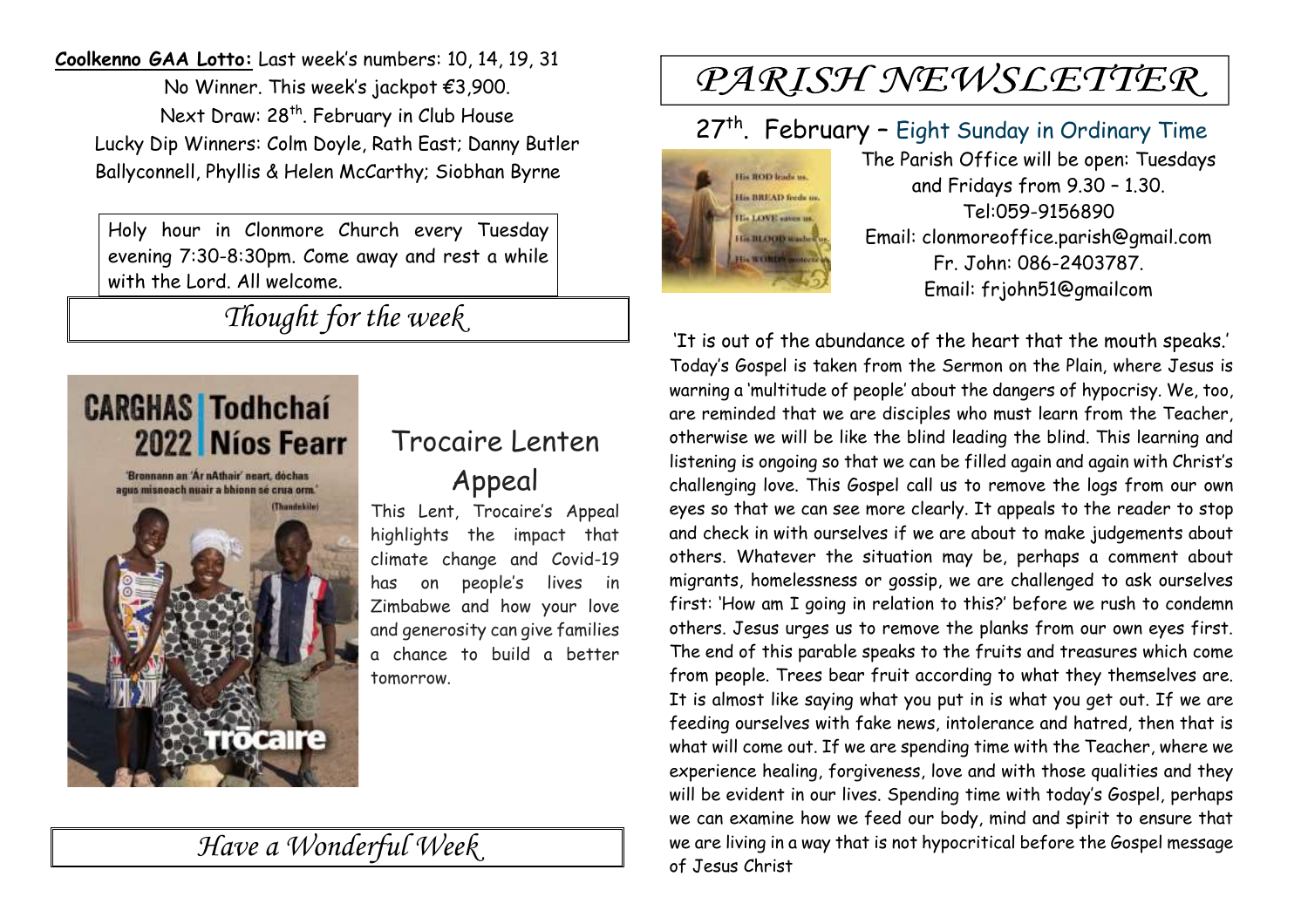**Coolkenno GAA Lotto:** Last week's numbers: 10, 14, 19, 31
No Winner. This week's jackpot €3,900.
Next Draw: 28th. February in Club House
Lucky Dip Winners: Colm Doyle, Rath East; Danny Butler Ballyconnell, Phyllis & Helen McCarthy; Siobhan Byrne

Holy hour in Clonmore Church every Tuesday evening 7:30-8:30pm. Come away and rest a while with the Lord. All welcome.

## *Thought for the week*

## Trocaire Lenten Appeal

This Lent, Trocaire's Appeal highlights the impact that climate change and Covid-19 has on people's lives in Zimbabwe and how your love and generosity can give families a chance to build a better tomorrow.

## *Have a Wonderful Week*

# *PARISH NEWSLETTER*

## 27th. February – Eight Sunday in Ordinary Time

The Parish Office will be open: Tuesdays and Fridays from 9.30 – 1.30.
Tel:059-9156890
Email: clonmoreoffice.parish@gmail.com
Fr. John: 086-2403787.
Email: frjohn51@gmailcom

'It is out of the abundance of the heart that the mouth speaks.' Today's Gospel is taken from the Sermon on the Plain, where Jesus is warning a 'multitude of people' about the dangers of hypocrisy. We, too, are reminded that we are disciples who must learn from the Teacher, otherwise we will be like the blind leading the blind. This learning and listening is ongoing so that we can be filled again and again with Christ's challenging love. This Gospel call us to remove the logs from our own eyes so that we can see more clearly. It appeals to the reader to stop and check in with ourselves if we are about to make judgements about others. Whatever the situation may be, perhaps a comment about migrants, homelessness or gossip, we are challenged to ask ourselves first: 'How am I going in relation to this?' before we rush to condemn others. Jesus urges us to remove the planks from our own eyes first. The end of this parable speaks to the fruits and treasures which come from people. Trees bear fruit according to what they themselves are. It is almost like saying what you put in is what you get out. If we are feeding ourselves with fake news, intolerance and hatred, then that is what will come out. If we are spending time with the Teacher, where we experience healing, forgiveness, love and with those qualities and they will be evident in our lives. Spending time with today's Gospel, perhaps we can examine how we feed our body, mind and spirit to ensure that we are living in a way that is not hypocritical before the Gospel message of Jesus Christ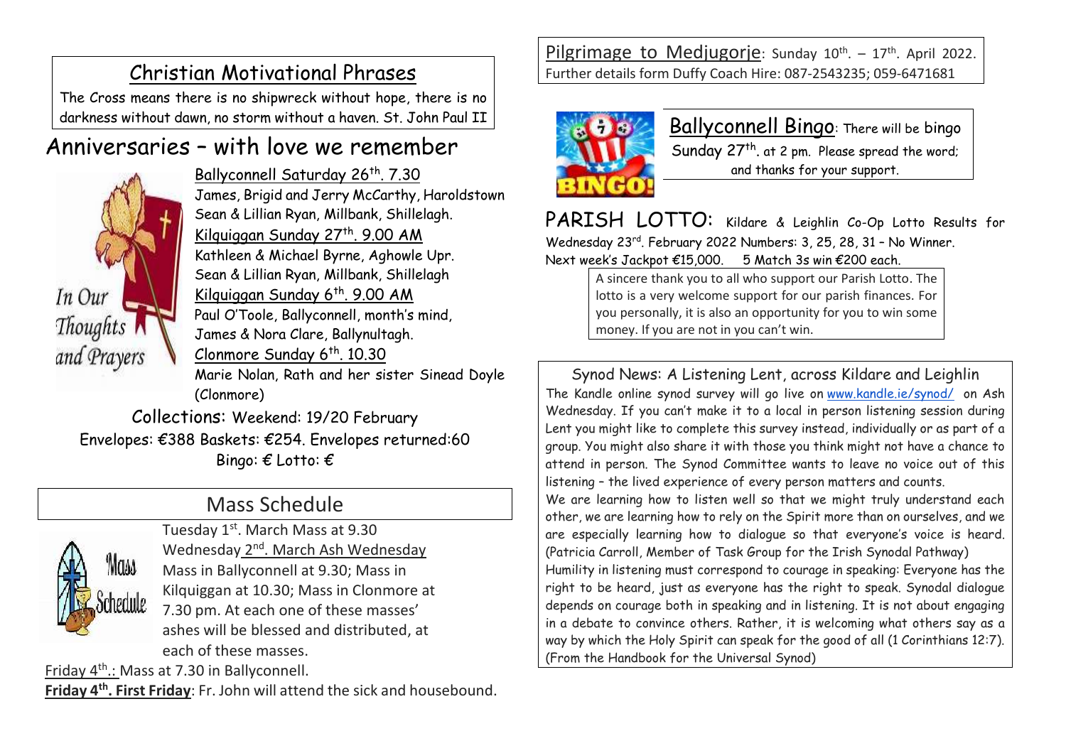## Christian Motivational Phrases

The Cross means there is no shipwreck without hope, there is no darkness without dawn, no storm without a haven. St. John Paul II

## Anniversaries – with love we remember

In Our Thoughts and Prayers

Ballyconnell Saturday 26th. 7.30
James, Brigid and Jerry McCarthy, Haroldstown
Sean & Lillian Ryan, Millbank, Shillelagh.

Kilquiggan Sunday 27th. 9.00 AM
Kathleen & Michael Byrne, Aghowle Upr.
Sean & Lillian Ryan, Millbank, Shillelagh

Kilquiggan Sunday 6th. 9.00 AM
Paul O'Toole, Ballyconnell, month's mind,
James & Nora Clare, Ballynultagh.

Clonmore Sunday 6th. 10.30
Marie Nolan, Rath and her sister Sinead Doyle (Clonmore)

Collections: Weekend: 19/20 February
Envelopes: €388 Baskets: €254. Envelopes returned:60
Bingo: € Lotto: €

## Mass Schedule

Tuesday 1st. March Mass at 9.30
Wednesday 2nd. March Ash Wednesday
Mass in Ballyconnell at 9.30; Mass in Kilquiggan at 10.30; Mass in Clonmore at 7.30 pm. At each one of these masses' ashes will be blessed and distributed, at each of these masses.

Friday 4th.: Mass at 7.30 in Ballyconnell.

**Friday 4th. First Friday**: Fr. John will attend the sick and housebound.

Pilgrimage to Medjugorje: Sunday 10th. – 17th. April 2022.
Further details form Duffy Coach Hire: 087-2543235; 059-6471681

Ballyconnell Bingo: There will be bingo Sunday 27th. at 2 pm. Please spread the word; and thanks for your support.

PARISH LOTTO: Kildare & Leighlin Co-Op Lotto Results for Wednesday 23rd. February 2022 Numbers: 3, 25, 28, 31 – No Winner.
Next week's Jackpot €15,000. 5 Match 3s win €200 each.

A sincere thank you to all who support our Parish Lotto. The lotto is a very welcome support for our parish finances. For you personally, it is also an opportunity for you to win some money. If you are not in you can't win.

### Synod News: A Listening Lent, across Kildare and Leighlin

The Kandle online synod survey will go live on www.kandle.ie/synod/ on Ash Wednesday. If you can't make it to a local in person listening session during Lent you might like to complete this survey instead, individually or as part of a group. You might also share it with those you think might not have a chance to attend in person. The Synod Committee wants to leave no voice out of this listening – the lived experience of every person matters and counts.

We are learning how to listen well so that we might truly understand each other, we are learning how to rely on the Spirit more than on ourselves, and we are especially learning how to dialogue so that everyone's voice is heard. (Patricia Carroll, Member of Task Group for the Irish Synodal Pathway)

Humility in listening must correspond to courage in speaking: Everyone has the right to be heard, just as everyone has the right to speak. Synodal dialogue depends on courage both in speaking and in listening. It is not about engaging in a debate to convince others. Rather, it is welcoming what others say as a way by which the Holy Spirit can speak for the good of all (1 Corinthians 12:7). (From the Handbook for the Universal Synod)